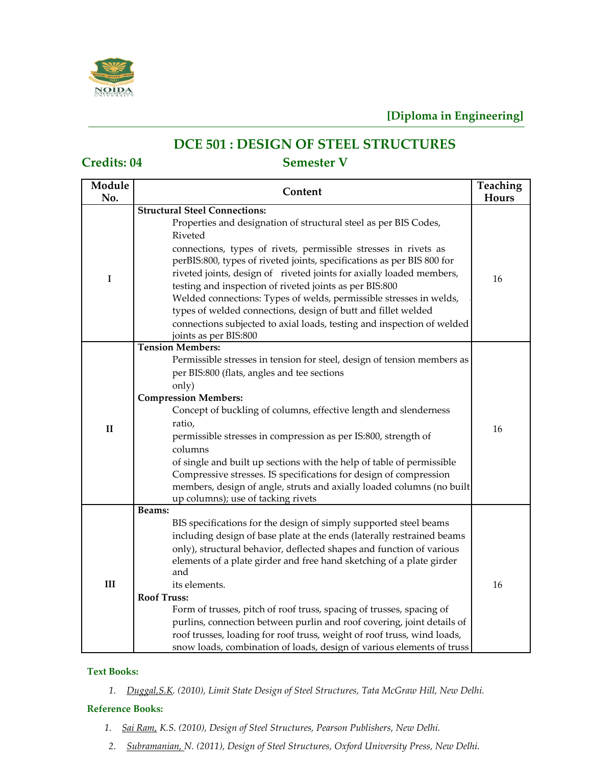**[Diploma in Engineering]**

# DCE 501 : DESIGN OF STEEL STRUCTURES

**Credits: 04** **Semester V**

| Module No. | Content | Teaching Hours |
|---|---|---|
| I | **Structural Steel Connections:** Properties and designation of structural steel as per BIS Codes, Riveted connections, types of rivets, permissible stresses in rivets as perBIS:800, types of riveted joints, specifications as per BIS 800 for riveted joints, design of riveted joints for axially loaded members, testing and inspection of riveted joints as per BIS:800 Welded connections: Types of welds, permissible stresses in welds, types of welded connections, design of butt and fillet welded connections subjected to axial loads, testing and inspection of welded joints as per BIS:800 | 16 |
| II | **Tension Members:** Permissible stresses in tension for steel, design of tension members as per BIS:800 (flats, angles and tee sections only) **Compression Members:** Concept of buckling of columns, effective length and slenderness ratio, permissible stresses in compression as per IS:800, strength of columns of single and built up sections with the help of table of permissible Compressive stresses. IS specifications for design of compression members, design of angle, struts and axially loaded columns (no built up columns); use of tacking rivets | 16 |
| III | **Beams:** BIS specifications for the design of simply supported steel beams including design of base plate at the ends (laterally restrained beams only), structural behavior, deflected shapes and function of various elements of a plate girder and free hand sketching of a plate girder and its elements. **Roof Truss:** Form of trusses, pitch of roof truss, spacing of trusses, spacing of purlins, connection between purlin and roof covering, joint details of roof trusses, loading for roof truss, weight of roof truss, wind loads, snow loads, combination of loads, design of various elements of truss | 16 |

**Text Books:**

1. *Duggal,S.K. (2010), Limit State Design of Steel Structures, Tata McGraw Hill, New Delhi.*

**Reference Books:**

1. *Sai Ram, K.S. (2010), Design of Steel Structures, Pearson Publishers, New Delhi.*
2. *Subramanian, N. (2011), Design of Steel Structures, Oxford University Press, New Delhi.*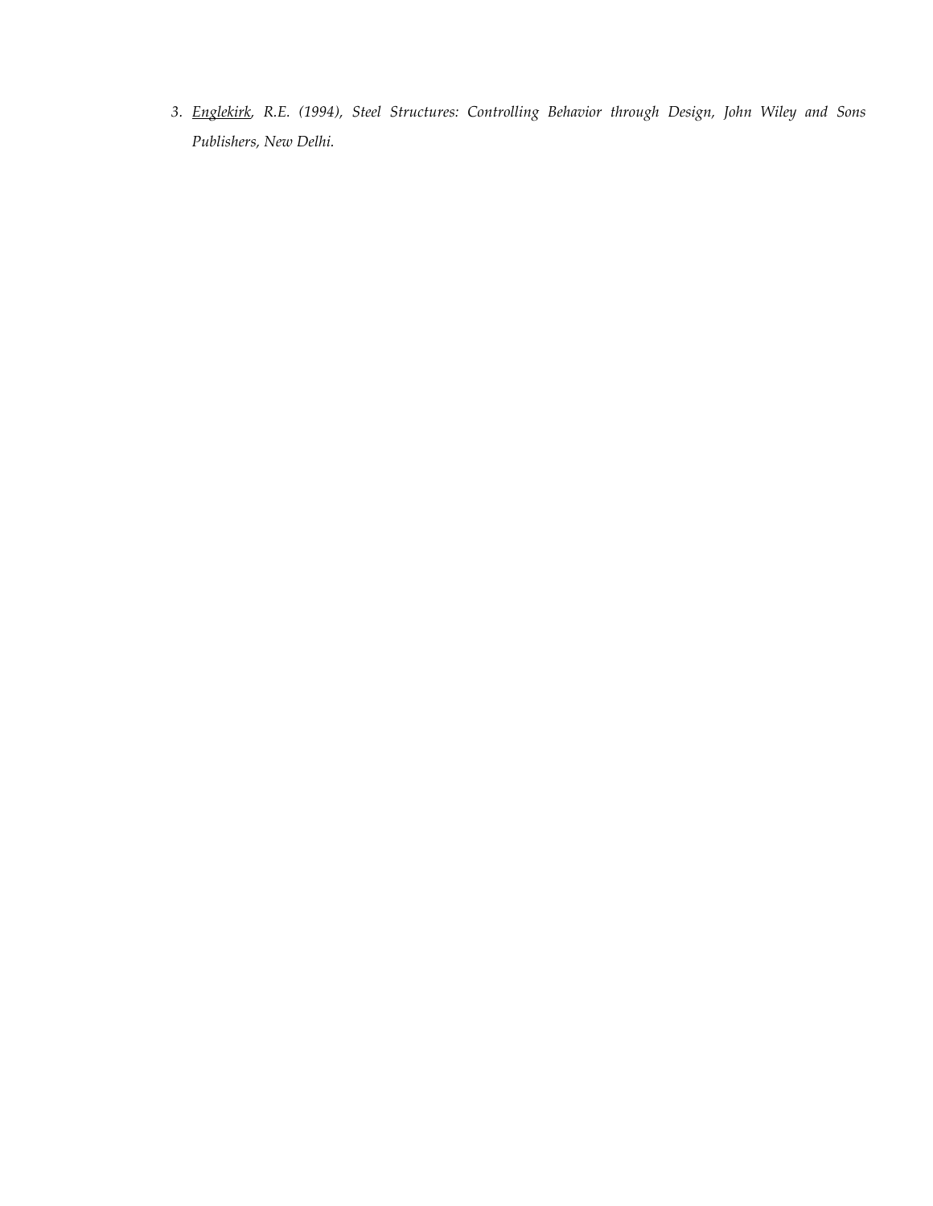3. *<u>Englekirk</u>, R.E. (1994), Steel Structures: Controlling Behavior through Design, John Wiley and Sons Publishers, New Delhi.*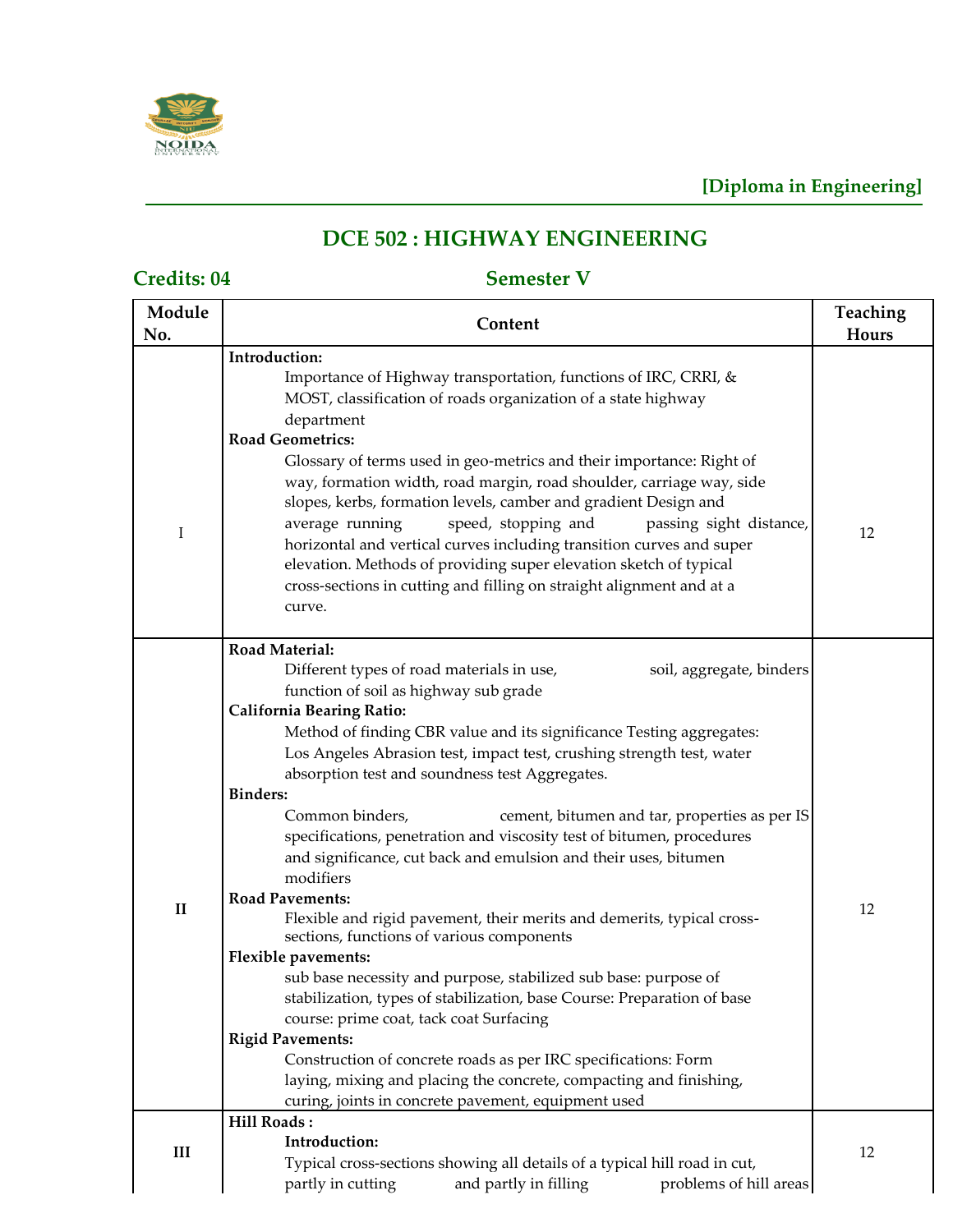**[Diploma in Engineering]**

## DCE 502 : HIGHWAY ENGINEERING

**Credits: 04** **Semester V**

| Module No. | Content | Teaching Hours |
|---|---|---|
| I | **Introduction:** Importance of Highway transportation, functions of IRC, CRRI, & MOST, classification of roads organization of a state highway department<br>**Road Geometrics:** Glossary of terms used in geo-metrics and their importance: Right of way, formation width, road margin, road shoulder, carriage way, side slopes, kerbs, formation levels, camber and gradient Design and average running speed, stopping and passing sight distance, horizontal and vertical curves including transition curves and super elevation. Methods of providing super elevation sketch of typical cross-sections in cutting and filling on straight alignment and at a curve. | 12 |
| II | **Road Material:** Different types of road materials in use, soil, aggregate, binders function of soil as highway sub grade<br>**California Bearing Ratio:** Method of finding CBR value and its significance Testing aggregates: Los Angeles Abrasion test, impact test, crushing strength test, water absorption test and soundness test Aggregates.<br>**Binders:** Common binders, cement, bitumen and tar, properties as per IS specifications, penetration and viscosity test of bitumen, procedures and significance, cut back and emulsion and their uses, bitumen modifiers<br>**Road Pavements:** Flexible and rigid pavement, their merits and demerits, typical cross-sections, functions of various components<br>**Flexible pavements:** sub base necessity and purpose, stabilized sub base: purpose of stabilization, types of stabilization, base Course: Preparation of base course: prime coat, tack coat Surfacing<br>**Rigid Pavements:** Construction of concrete roads as per IRC specifications: Form laying, mixing and placing the concrete, compacting and finishing, curing, joints in concrete pavement, equipment used | 12 |
| III | **Hill Roads :**<br>**Introduction:** Typical cross-sections showing all details of a typical hill road in cut, partly in cutting and partly in filling problems of hill areas | 12 |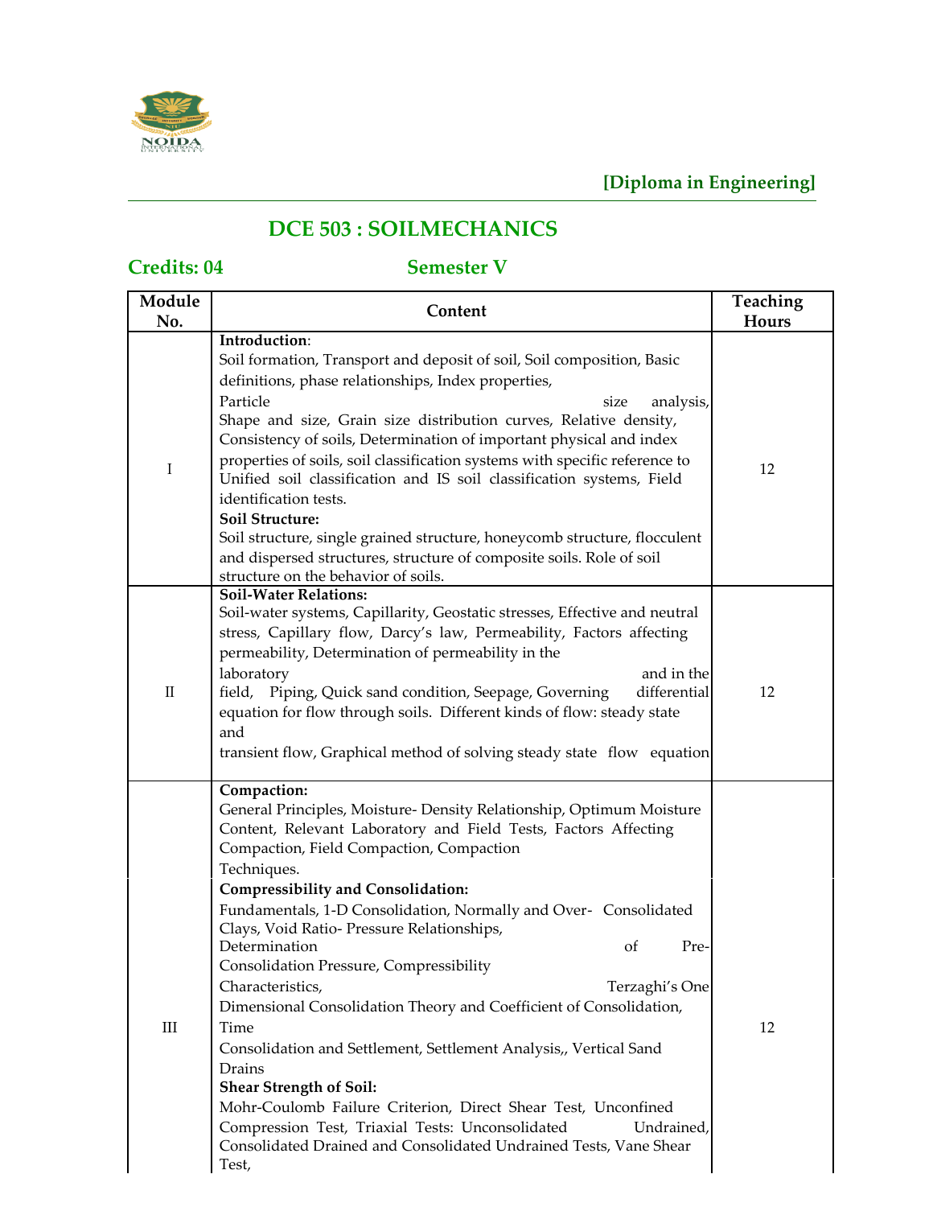**[Diploma in Engineering]**

## DCE 503 : SOILMECHANICS

**Credits: 04** **Semester V**

| Module No. | Content | Teaching Hours |
|---|---|---|
| I | **Introduction**:<br>Soil formation, Transport and deposit of soil, Soil composition, Basic definitions, phase relationships, Index properties, Particle size analysis, Shape and size, Grain size distribution curves, Relative density, Consistency of soils, Determination of important physical and index properties of soils, soil classification systems with specific reference to Unified soil classification and IS soil classification systems, Field identification tests.<br>**Soil Structure:**<br>Soil structure, single grained structure, honeycomb structure, flocculent and dispersed structures, structure of composite soils. Role of soil structure on the behavior of soils. | 12 |
| II | **Soil-Water Relations:**<br>Soil-water systems, Capillarity, Geostatic stresses, Effective and neutral stress, Capillary flow, Darcy's law, Permeability, Factors affecting permeability, Determination of permeability in the laboratory and in the field, Piping, Quick sand condition, Seepage, Governing differential equation for flow through soils. Different kinds of flow: steady state and transient flow, Graphical method of solving steady state flow equation | 12 |
| III | **Compaction:**<br>General Principles, Moisture- Density Relationship, Optimum Moisture Content, Relevant Laboratory and Field Tests, Factors Affecting Compaction, Field Compaction, Compaction Techniques.<br>**Compressibility and Consolidation:**<br>Fundamentals, 1-D Consolidation, Normally and Over- Consolidated Clays, Void Ratio- Pressure Relationships, Determination of Pre-Consolidation Pressure, Compressibility Characteristics, Terzaghi's One Dimensional Consolidation Theory and Coefficient of Consolidation, Time Consolidation and Settlement, Settlement Analysis,, Vertical Sand Drains<br>**Shear Strength of Soil:**<br>Mohr-Coulomb Failure Criterion, Direct Shear Test, Unconfined Compression Test, Triaxial Tests: Unconsolidated Undrained, Consolidated Drained and Consolidated Undrained Tests, Vane Shear Test, | 12 |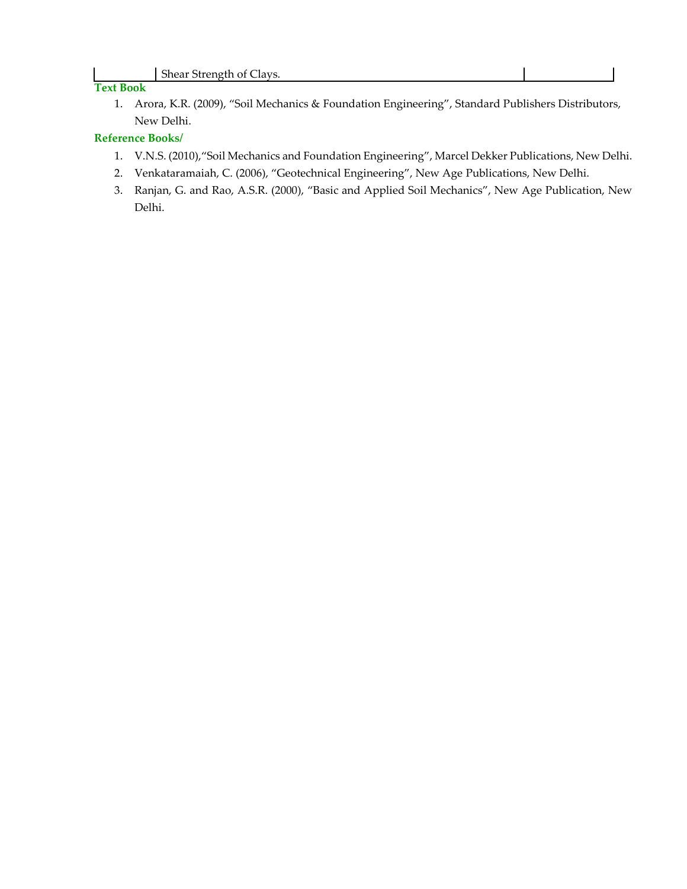| | Shear Strength of Clays. | |
|---|---|---|

**Text Book**

1. Arora, K.R. (2009), “Soil Mechanics & Foundation Engineering”, Standard Publishers Distributors, New Delhi.

**Reference Books/**

1. V.N.S. (2010),“Soil Mechanics and Foundation Engineering”, Marcel Dekker Publications, New Delhi.
2. Venkataramaiah, C. (2006), “Geotechnical Engineering”, New Age Publications, New Delhi.
3. Ranjan, G. and Rao, A.S.R. (2000), “Basic and Applied Soil Mechanics”, New Age Publication, New Delhi.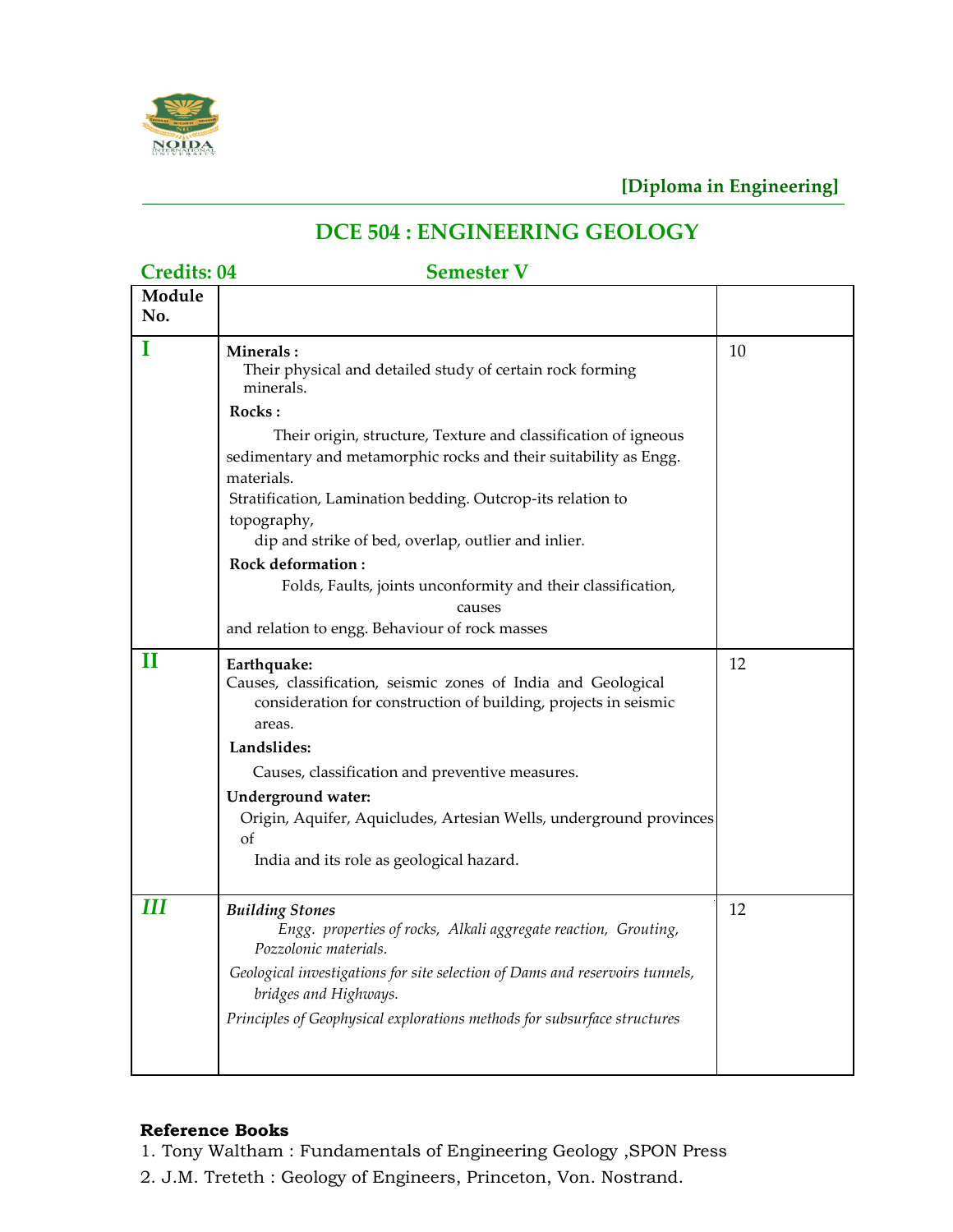**[Diploma in Engineering]**

# DCE 504 : ENGINEERING GEOLOGY

**Credits: 04** **Semester V**

| Module No. | | |
|---|---|---|
| **I** | **Minerals :** Their physical and detailed study of certain rock forming minerals. **Rocks :** Their origin, structure, Texture and classification of igneous sedimentary and metamorphic rocks and their suitability as Engg. materials. Stratification, Lamination bedding. Outcrop-its relation to topography, dip and strike of bed, overlap, outlier and inlier. **Rock deformation :** Folds, Faults, joints unconformity and their classification, causes and relation to engg. Behaviour of rock masses | 10 |
| **II** | **Earthquake:** Causes, classification, seismic zones of India and Geological consideration for construction of building, projects in seismic areas. **Landslides:** Causes, classification and preventive measures. **Underground water:** Origin, Aquifer, Aquicludes, Artesian Wells, underground provinces of India and its role as geological hazard. | 12 |
| ***III*** | ***Building Stones*** *Engg. properties of rocks, Alkali aggregate reaction, Grouting, Pozzolonic materials.* *Geological investigations for site selection of Dams and reservoirs tunnels, bridges and Highways.* *Principles of Geophysical explorations methods for subsurface structures* | 12 |

**Reference Books**

1. Tony Waltham : Fundamentals of Engineering Geology ,SPON Press
2. J.M. Treteth : Geology of Engineers, Princeton, Von. Nostrand.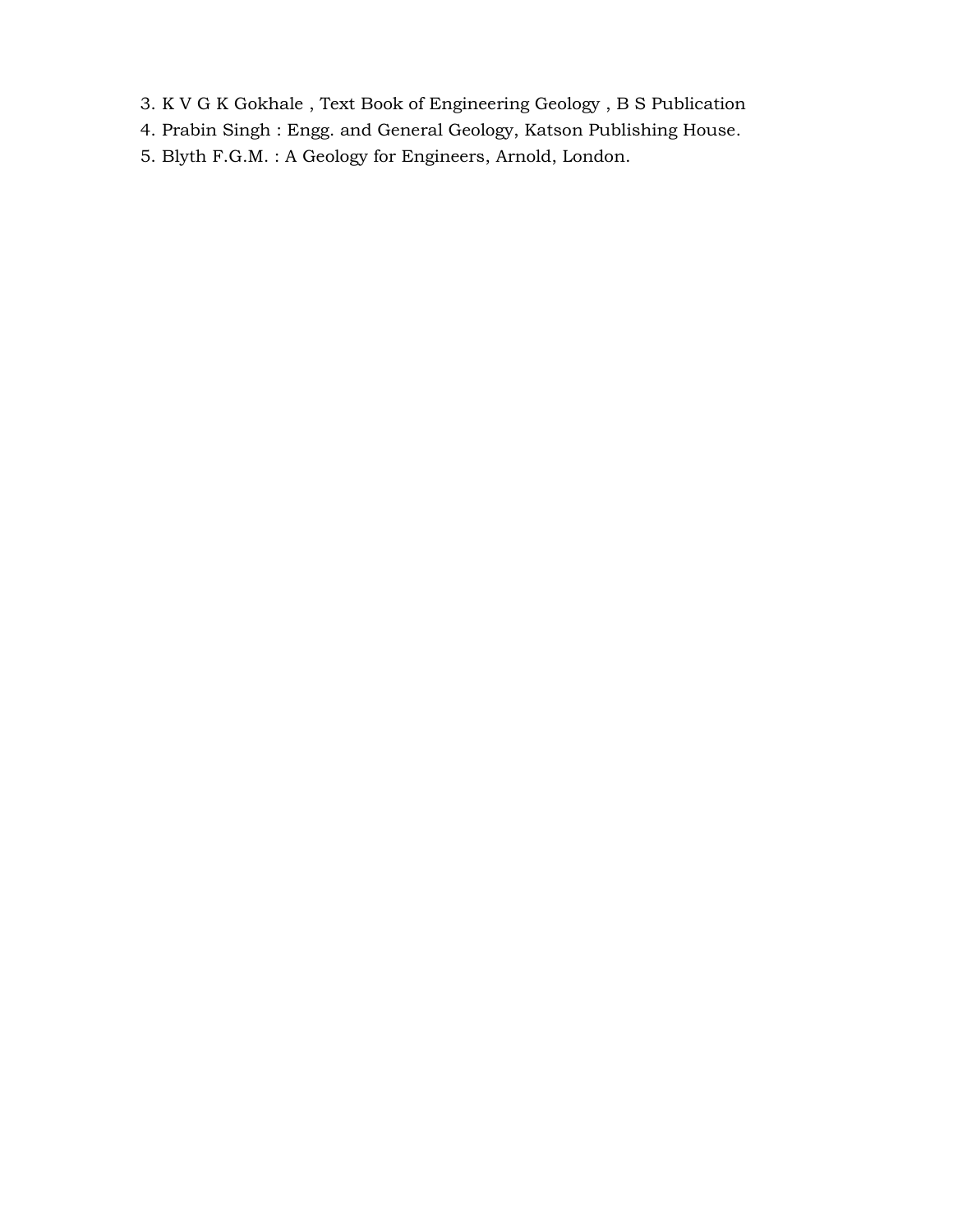3. K V G K Gokhale , Text Book of Engineering Geology , B S Publication
4. Prabin Singh : Engg. and General Geology, Katson Publishing House.
5. Blyth F.G.M. : A Geology for Engineers, Arnold, London.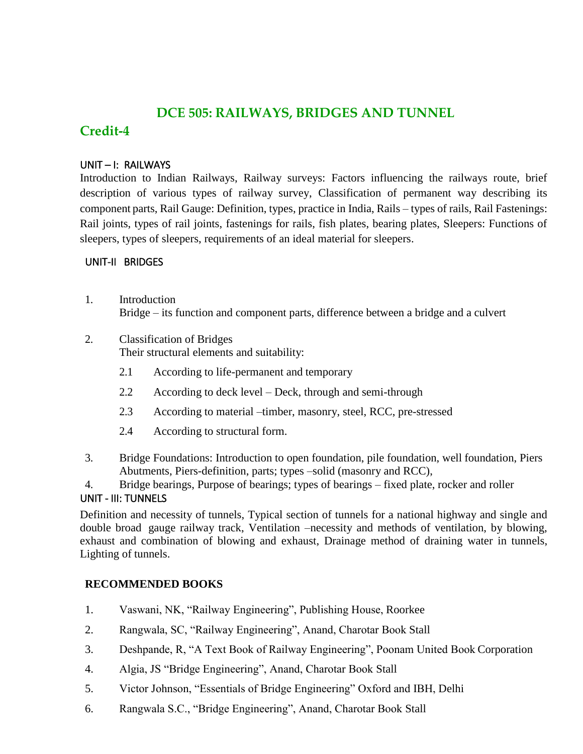# DCE 505: RAILWAYS, BRIDGES AND TUNNEL

## Credit-4

### UNIT – I: RAILWAYS

Introduction to Indian Railways, Railway surveys: Factors influencing the railways route, brief description of various types of railway survey, Classification of permanent way describing its component parts, Rail Gauge: Definition, types, practice in India, Rails – types of rails, Rail Fastenings: Rail joints, types of rail joints, fastenings for rails, fish plates, bearing plates, Sleepers: Functions of sleepers, types of sleepers, requirements of an ideal material for sleepers.

### UNIT-II BRIDGES

1. Introduction
   Bridge – its function and component parts, difference between a bridge and a culvert

2. Classification of Bridges
   Their structural elements and suitability:

   2.1 According to life-permanent and temporary

   2.2 According to deck level – Deck, through and semi-through

   2.3 According to material –timber, masonry, steel, RCC, pre-stressed

   2.4 According to structural form.

3. Bridge Foundations: Introduction to open foundation, pile foundation, well foundation, Piers Abutments, Piers-definition, parts; types –solid (masonry and RCC),

4. Bridge bearings, Purpose of bearings; types of bearings – fixed plate, rocker and roller

### UNIT - III: TUNNELS

Definition and necessity of tunnels, Typical section of tunnels for a national highway and single and double broad gauge railway track, Ventilation –necessity and methods of ventilation, by blowing, exhaust and combination of blowing and exhaust, Drainage method of draining water in tunnels, Lighting of tunnels.

### RECOMMENDED BOOKS

1. Vaswani, NK, "Railway Engineering", Publishing House, Roorkee
2. Rangwala, SC, "Railway Engineering", Anand, Charotar Book Stall
3. Deshpande, R, "A Text Book of Railway Engineering", Poonam United Book Corporation
4. Algia, JS "Bridge Engineering", Anand, Charotar Book Stall
5. Victor Johnson, "Essentials of Bridge Engineering" Oxford and IBH, Delhi
6. Rangwala S.C., "Bridge Engineering", Anand, Charotar Book Stall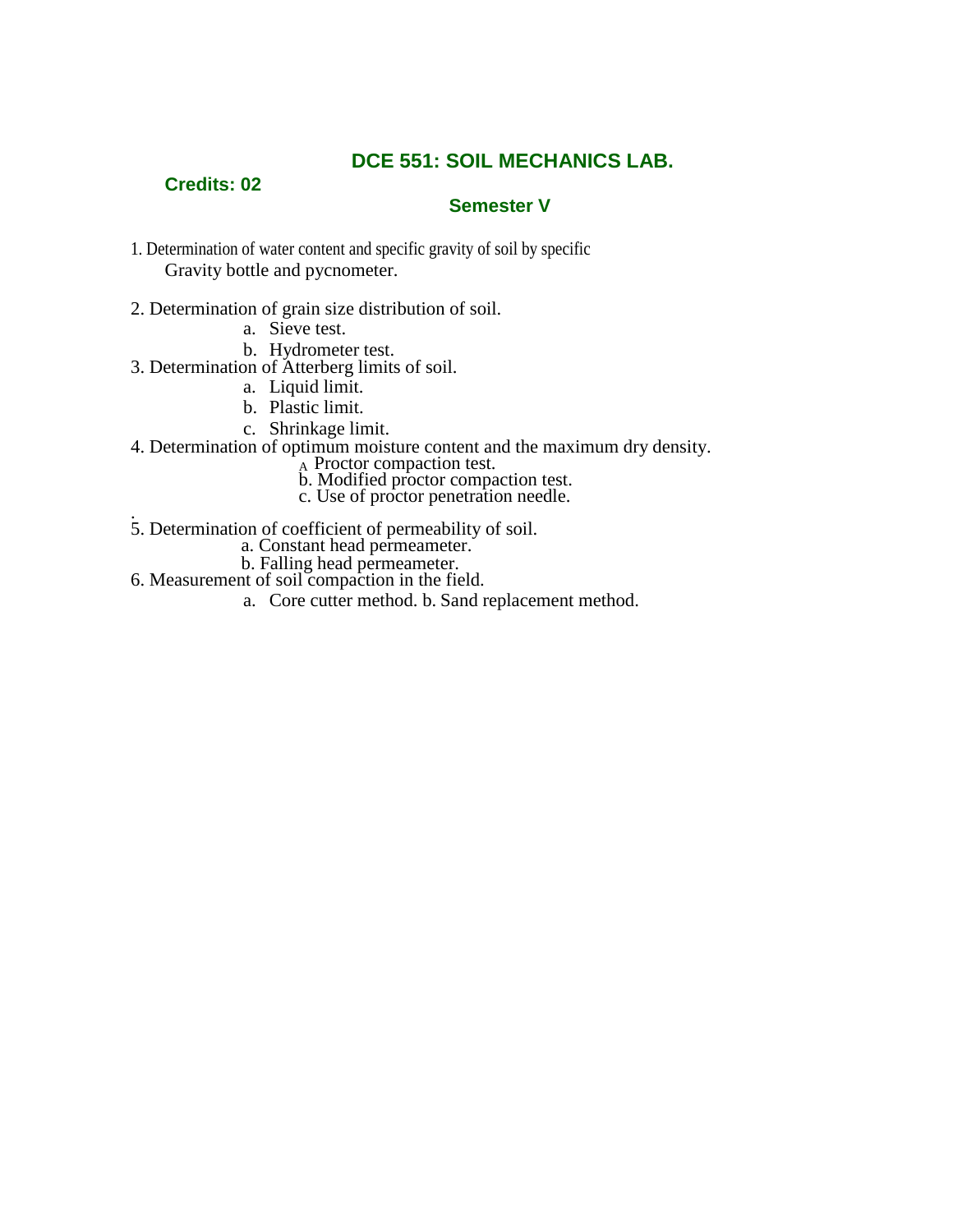# DCE 551: SOIL MECHANICS LAB.

**Credits: 02**

**Semester V**

1. Determination of water content and specific gravity of soil by specific Gravity bottle and pycnometer.

2. Determination of grain size distribution of soil.
    a. Sieve test.
    b. Hydrometer test.

3. Determination of Atterberg limits of soil.
    a. Liquid limit.
    b. Plastic limit.
    c. Shrinkage limit.

4. Determination of optimum moisture content and the maximum dry density.
    A Proctor compaction test.
    b. Modified proctor compaction test.
    c. Use of proctor penetration needle.

.

5. Determination of coefficient of permeability of soil.
    a. Constant head permeameter.
    b. Falling head permeameter.

6. Measurement of soil compaction in the field.
    a. Core cutter method. b. Sand replacement method.